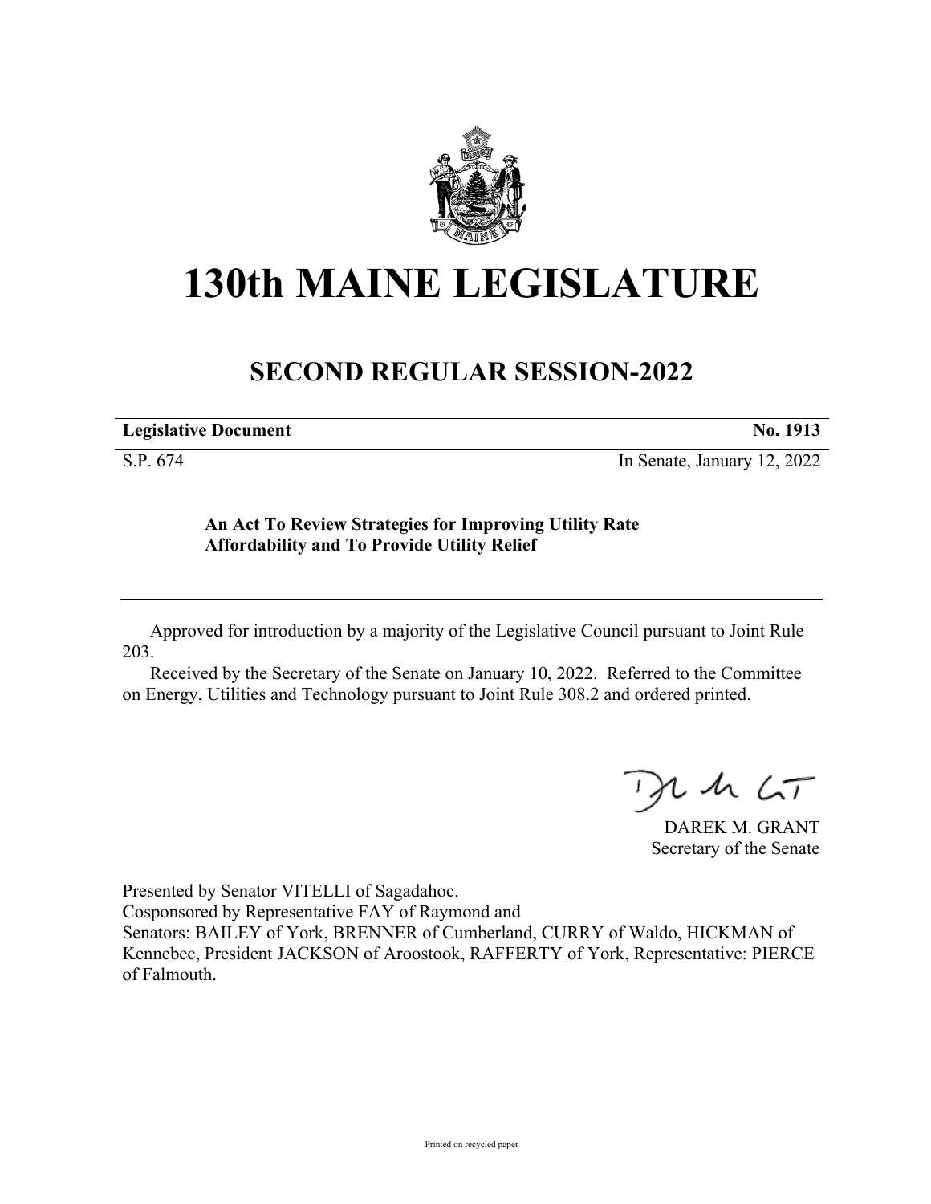# 130th MAINE LEGISLATURE

## SECOND REGULAR SESSION-2022

| **Legislative Document** | **No. 1913** |
|---|---|
| S.P. 674 | In Senate, January 12, 2022 |

**An Act To Review Strategies for Improving Utility Rate Affordability and To Provide Utility Relief**

---

Approved for introduction by a majority of the Legislative Council pursuant to Joint Rule 203.

Received by the Secretary of the Senate on January 10, 2022. Referred to the Committee on Energy, Utilities and Technology pursuant to Joint Rule 308.2 and ordered printed.

DAREK M. GRANT
Secretary of the Senate

Presented by Senator VITELLI of Sagadahoc.
Cosponsored by Representative FAY of Raymond and
Senators: BAILEY of York, BRENNER of Cumberland, CURRY of Waldo, HICKMAN of Kennebec, President JACKSON of Aroostook, RAFFERTY of York, Representative: PIERCE of Falmouth.

Printed on recycled paper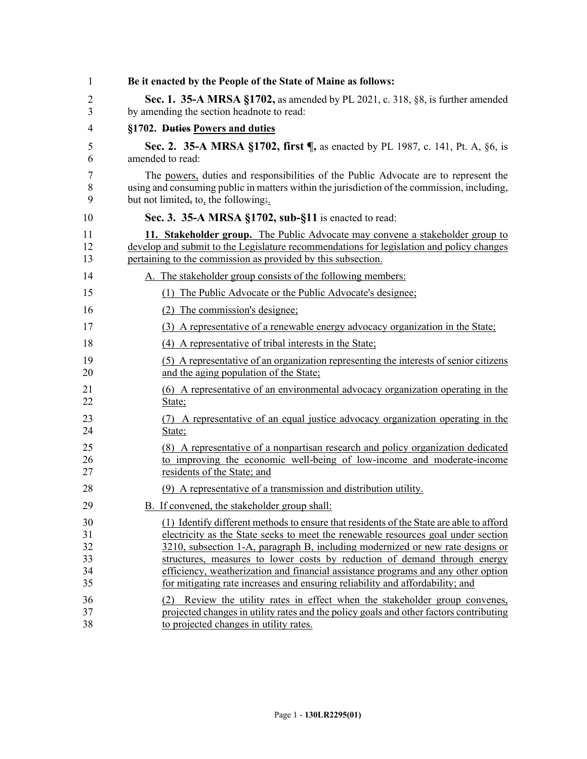**Be it enacted by the People of the State of Maine as follows:**

**Sec. 1. 35-A MRSA §1702,** as amended by PL 2021, c. 318, §8, is further amended by amending the section headnote to read:

**§1702. ~~Duties~~ Powers and duties**

**Sec. 2. 35-A MRSA §1702, first ¶,** as enacted by PL 1987, c. 141, Pt. A, §6, is amended to read:

The powers, duties and responsibilities of the Public Advocate are to represent the using and consuming public in matters within the jurisdiction of the commission, including, but not limited~~,~~ to, the following~~:~~.

**Sec. 3. 35-A MRSA §1702, sub-§11** is enacted to read:

**11. Stakeholder group.** The Public Advocate may convene a stakeholder group to develop and submit to the Legislature recommendations for legislation and policy changes pertaining to the commission as provided by this subsection.

A. The stakeholder group consists of the following members:

(1) The Public Advocate or the Public Advocate's designee;

(2) The commission's designee;

(3) A representative of a renewable energy advocacy organization in the State;

(4) A representative of tribal interests in the State;

(5) A representative of an organization representing the interests of senior citizens and the aging population of the State;

(6) A representative of an environmental advocacy organization operating in the State;

(7) A representative of an equal justice advocacy organization operating in the State;

(8) A representative of a nonpartisan research and policy organization dedicated to improving the economic well-being of low-income and moderate-income residents of the State; and

(9) A representative of a transmission and distribution utility.

B. If convened, the stakeholder group shall:

(1) Identify different methods to ensure that residents of the State are able to afford electricity as the State seeks to meet the renewable resources goal under section 3210, subsection 1-A, paragraph B, including modernized or new rate designs or structures, measures to lower costs by reduction of demand through energy efficiency, weatherization and financial assistance programs and any other option for mitigating rate increases and ensuring reliability and affordability; and

(2) Review the utility rates in effect when the stakeholder group convenes, projected changes in utility rates and the policy goals and other factors contributing to projected changes in utility rates.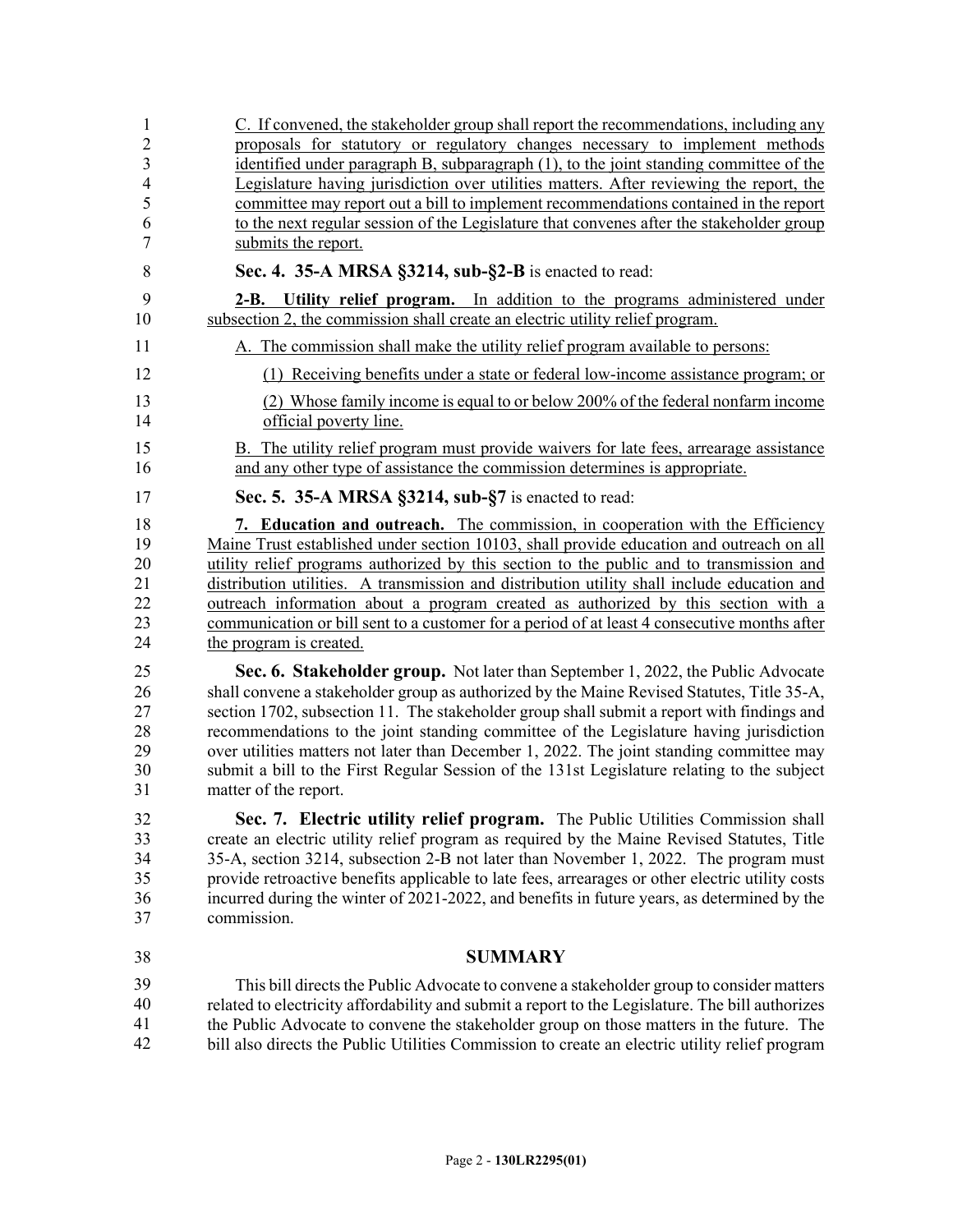C. If convened, the stakeholder group shall report the recommendations, including any proposals for statutory or regulatory changes necessary to implement methods identified under paragraph B, subparagraph (1), to the joint standing committee of the Legislature having jurisdiction over utilities matters. After reviewing the report, the committee may report out a bill to implement recommendations contained in the report to the next regular session of the Legislature that convenes after the stakeholder group submits the report.

**Sec. 4. 35-A MRSA §3214, sub-§2-B** is enacted to read:

**2-B. Utility relief program.** In addition to the programs administered under subsection 2, the commission shall create an electric utility relief program.

A. The commission shall make the utility relief program available to persons:

(1) Receiving benefits under a state or federal low-income assistance program; or

(2) Whose family income is equal to or below 200% of the federal nonfarm income official poverty line.

B. The utility relief program must provide waivers for late fees, arrearage assistance and any other type of assistance the commission determines is appropriate.

**Sec. 5. 35-A MRSA §3214, sub-§7** is enacted to read:

**7. Education and outreach.** The commission, in cooperation with the Efficiency Maine Trust established under section 10103, shall provide education and outreach on all utility relief programs authorized by this section to the public and to transmission and distribution utilities. A transmission and distribution utility shall include education and outreach information about a program created as authorized by this section with a communication or bill sent to a customer for a period of at least 4 consecutive months after the program is created.

**Sec. 6. Stakeholder group.** Not later than September 1, 2022, the Public Advocate shall convene a stakeholder group as authorized by the Maine Revised Statutes, Title 35-A, section 1702, subsection 11. The stakeholder group shall submit a report with findings and recommendations to the joint standing committee of the Legislature having jurisdiction over utilities matters not later than December 1, 2022. The joint standing committee may submit a bill to the First Regular Session of the 131st Legislature relating to the subject matter of the report.

**Sec. 7. Electric utility relief program.** The Public Utilities Commission shall create an electric utility relief program as required by the Maine Revised Statutes, Title 35-A, section 3214, subsection 2-B not later than November 1, 2022. The program must provide retroactive benefits applicable to late fees, arrearages or other electric utility costs incurred during the winter of 2021-2022, and benefits in future years, as determined by the commission.

## SUMMARY

This bill directs the Public Advocate to convene a stakeholder group to consider matters related to electricity affordability and submit a report to the Legislature. The bill authorizes the Public Advocate to convene the stakeholder group on those matters in the future. The bill also directs the Public Utilities Commission to create an electric utility relief program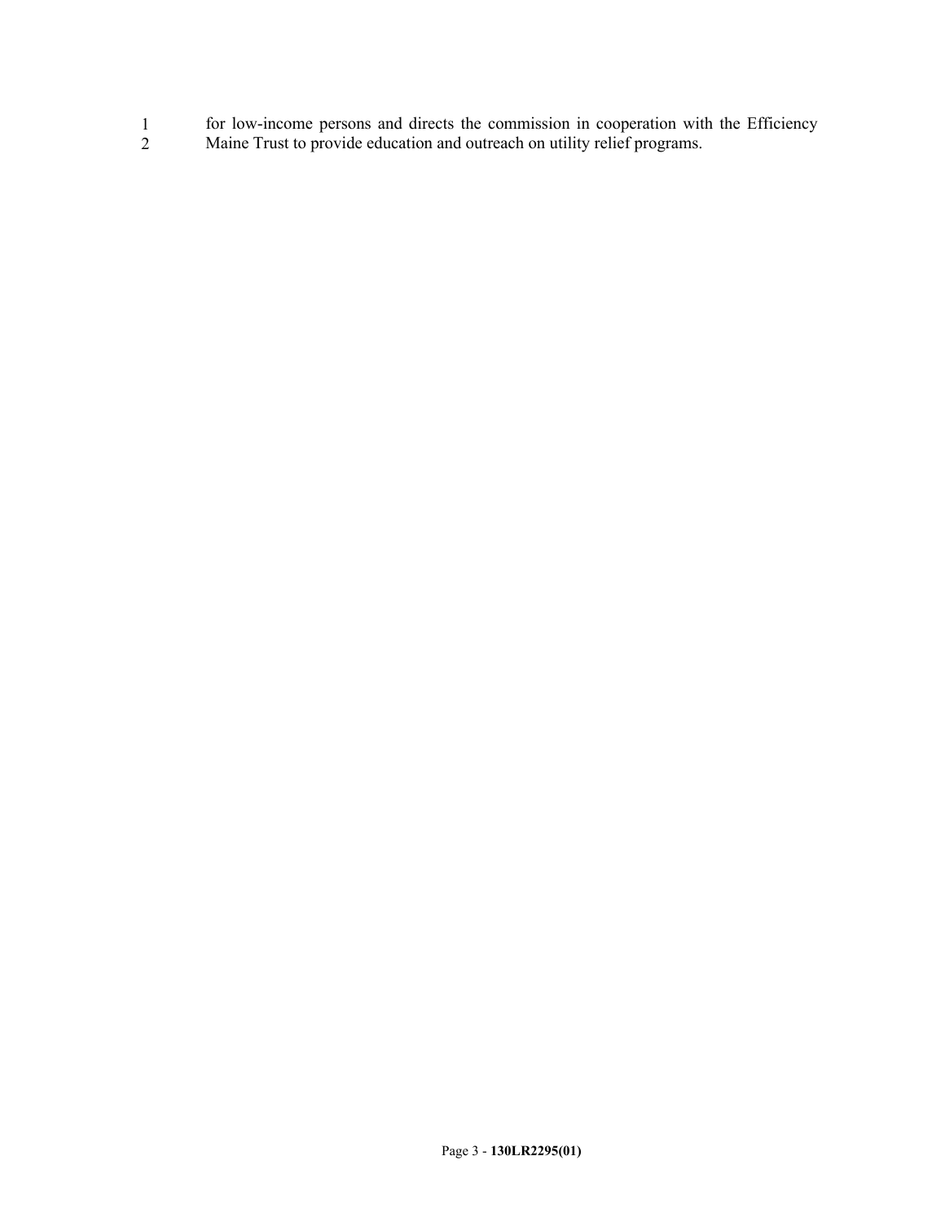for low-income persons and directs the commission in cooperation with the Efficiency Maine Trust to provide education and outreach on utility relief programs.